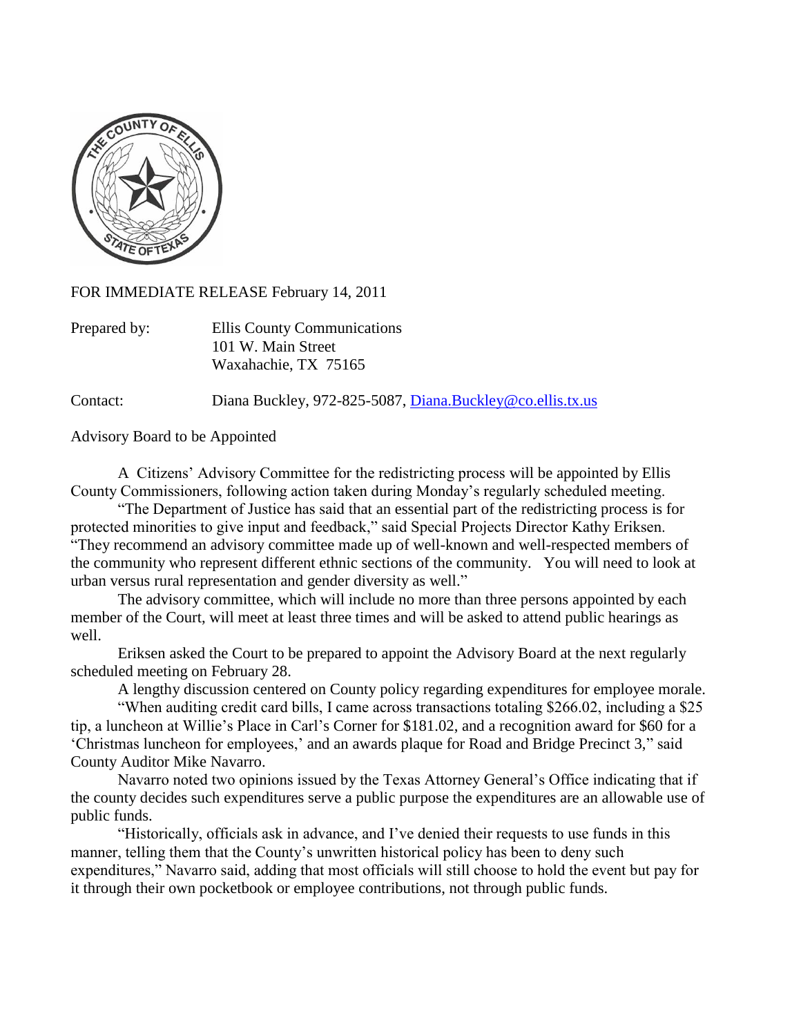FOR IMMEDIATE RELEASE February 14, 2011

Prepared by: Ellis County Communications
101 W. Main Street
Waxahachie, TX 75165

Contact: Diana Buckley, 972-825-5087, Diana.Buckley@co.ellis.tx.us

Advisory Board to be Appointed

A Citizens' Advisory Committee for the redistricting process will be appointed by Ellis County Commissioners, following action taken during Monday's regularly scheduled meeting.

"The Department of Justice has said that an essential part of the redistricting process is for protected minorities to give input and feedback," said Special Projects Director Kathy Eriksen. "They recommend an advisory committee made up of well-known and well-respected members of the community who represent different ethnic sections of the community. You will need to look at urban versus rural representation and gender diversity as well."

The advisory committee, which will include no more than three persons appointed by each member of the Court, will meet at least three times and will be asked to attend public hearings as well.

Eriksen asked the Court to be prepared to appoint the Advisory Board at the next regularly scheduled meeting on February 28.

A lengthy discussion centered on County policy regarding expenditures for employee morale.

"When auditing credit card bills, I came across transactions totaling $266.02, including a $25 tip, a luncheon at Willie's Place in Carl's Corner for $181.02, and a recognition award for $60 for a 'Christmas luncheon for employees,' and an awards plaque for Road and Bridge Precinct 3," said County Auditor Mike Navarro.

Navarro noted two opinions issued by the Texas Attorney General's Office indicating that if the county decides such expenditures serve a public purpose the expenditures are an allowable use of public funds.

"Historically, officials ask in advance, and I've denied their requests to use funds in this manner, telling them that the County's unwritten historical policy has been to deny such expenditures," Navarro said, adding that most officials will still choose to hold the event but pay for it through their own pocketbook or employee contributions, not through public funds.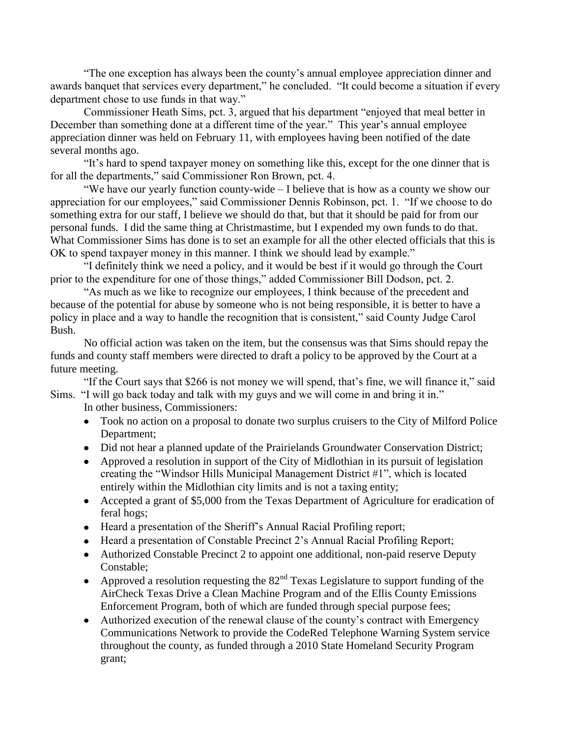"The one exception has always been the county's annual employee appreciation dinner and awards banquet that services every department," he concluded. "It could become a situation if every department chose to use funds in that way."

Commissioner Heath Sims, pct. 3, argued that his department "enjoyed that meal better in December than something done at a different time of the year." This year's annual employee appreciation dinner was held on February 11, with employees having been notified of the date several months ago.

"It's hard to spend taxpayer money on something like this, except for the one dinner that is for all the departments," said Commissioner Ron Brown, pct. 4.

"We have our yearly function county-wide – I believe that is how as a county we show our appreciation for our employees," said Commissioner Dennis Robinson, pct. 1. "If we choose to do something extra for our staff, I believe we should do that, but that it should be paid for from our personal funds. I did the same thing at Christmastime, but I expended my own funds to do that. What Commissioner Sims has done is to set an example for all the other elected officials that this is OK to spend taxpayer money in this manner. I think we should lead by example."

"I definitely think we need a policy, and it would be best if it would go through the Court prior to the expenditure for one of those things," added Commissioner Bill Dodson, pct. 2.

"As much as we like to recognize our employees, I think because of the precedent and because of the potential for abuse by someone who is not being responsible, it is better to have a policy in place and a way to handle the recognition that is consistent," said County Judge Carol Bush.

No official action was taken on the item, but the consensus was that Sims should repay the funds and county staff members were directed to draft a policy to be approved by the Court at a future meeting.

"If the Court says that $266 is not money we will spend, that's fine, we will finance it," said Sims. "I will go back today and talk with my guys and we will come in and bring it in."

In other business, Commissioners:

- Took no action on a proposal to donate two surplus cruisers to the City of Milford Police Department;
- Did not hear a planned update of the Prairielands Groundwater Conservation District;
- Approved a resolution in support of the City of Midlothian in its pursuit of legislation creating the "Windsor Hills Municipal Management District #1", which is located entirely within the Midlothian city limits and is not a taxing entity;
- Accepted a grant of $5,000 from the Texas Department of Agriculture for eradication of feral hogs;
- Heard a presentation of the Sheriff's Annual Racial Profiling report;
- Heard a presentation of Constable Precinct 2's Annual Racial Profiling Report;
- Authorized Constable Precinct 2 to appoint one additional, non-paid reserve Deputy Constable;
- Approved a resolution requesting the 82nd Texas Legislature to support funding of the AirCheck Texas Drive a Clean Machine Program and of the Ellis County Emissions Enforcement Program, both of which are funded through special purpose fees;
- Authorized execution of the renewal clause of the county's contract with Emergency Communications Network to provide the CodeRed Telephone Warning System service throughout the county, as funded through a 2010 State Homeland Security Program grant;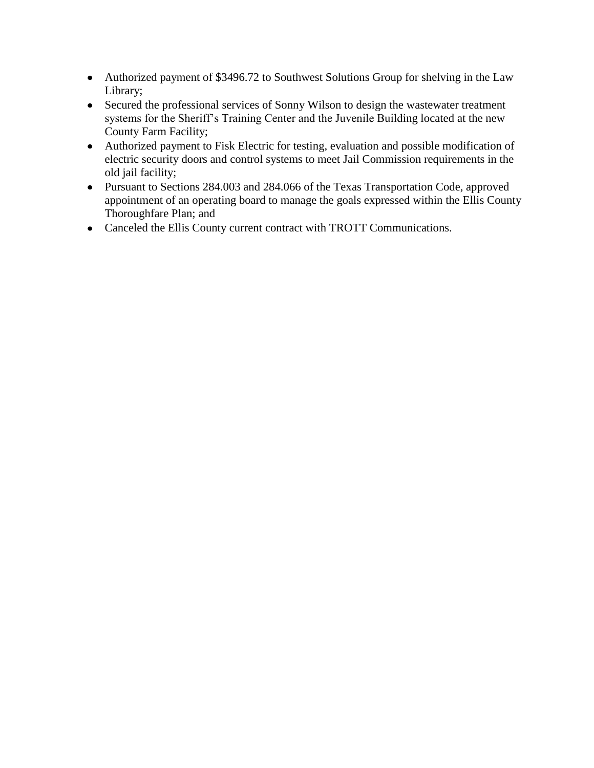- Authorized payment of $3496.72 to Southwest Solutions Group for shelving in the Law Library;
- Secured the professional services of Sonny Wilson to design the wastewater treatment systems for the Sheriff's Training Center and the Juvenile Building located at the new County Farm Facility;
- Authorized payment to Fisk Electric for testing, evaluation and possible modification of electric security doors and control systems to meet Jail Commission requirements in the old jail facility;
- Pursuant to Sections 284.003 and 284.066 of the Texas Transportation Code, approved appointment of an operating board to manage the goals expressed within the Ellis County Thoroughfare Plan; and
- Canceled the Ellis County current contract with TROTT Communications.